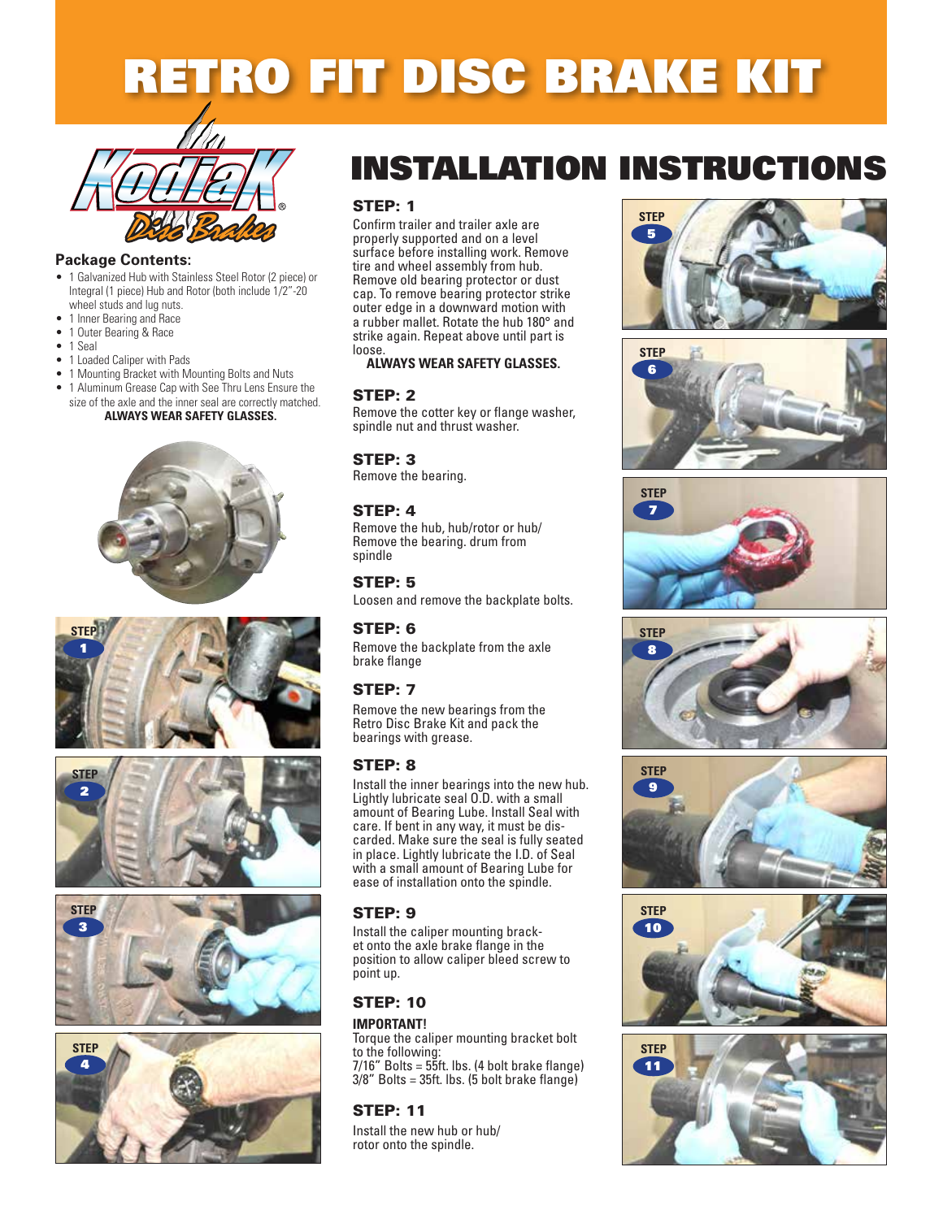# RETRO FIT DISC BRAKE KIT

## Package Contents:

- 1 Galvanized Hub with Stainless Steel Rotor (2 piece) or Integral (1 piece) Hub and Rotor (both include 1/2"-20 wheel studs and lug nuts.
- 1 Inner Bearing and Race
- 1 Outer Bearing & Race
- 1 Seal
- 1 Loaded Caliper with Pads
- 1 Mounting Bracket with Mounting Bolts and Nuts
- 1 Aluminum Grease Cap with See Thru Lens Ensure the size of the axle and the inner seal are correctly matched.

**ALWAYS WEAR SAFETY GLASSES.**

# INSTALLATION INSTRUCTIONS

### STEP: 1

Confirm trailer and trailer axle are properly supported and on a level surface before installing work. Remove tire and wheel assembly from hub. Remove old bearing protector or dust cap. To remove bearing protector strike outer edge in a downward motion with a rubber mallet. Rotate the hub 180° and strike again. Repeat above until part is loose.

**ALWAYS WEAR SAFETY GLASSES.**

### STEP: 2

Remove the cotter key or flange washer, spindle nut and thrust washer.

### STEP: 3

Remove the bearing.

### STEP: 4

Remove the hub, hub/rotor or hub/ Remove the bearing. drum from spindle

### STEP: 5

Loosen and remove the backplate bolts.

### STEP: 6

Remove the backplate from the axle brake flange

### STEP: 7

Remove the new bearings from the Retro Disc Brake Kit and pack the bearings with grease.

### STEP: 8

Install the inner bearings into the new hub. Lightly lubricate seal O.D. with a small amount of Bearing Lube. Install Seal with care. If bent in any way, it must be discarded. Make sure the seal is fully seated in place. Lightly lubricate the I.D. of Seal with a small amount of Bearing Lube for ease of installation onto the spindle.

### STEP: 9

Install the caliper mounting bracket onto the axle brake flange in the position to allow caliper bleed screw to point up.

### STEP: 10

**IMPORTANT!**

Torque the caliper mounting bracket bolt to the following:
7/16" Bolts = 55ft. lbs. (4 bolt brake flange)
3/8" Bolts = 35ft. lbs. (5 bolt brake flange)

### STEP: 11

Install the new hub or hub/ rotor onto the spindle.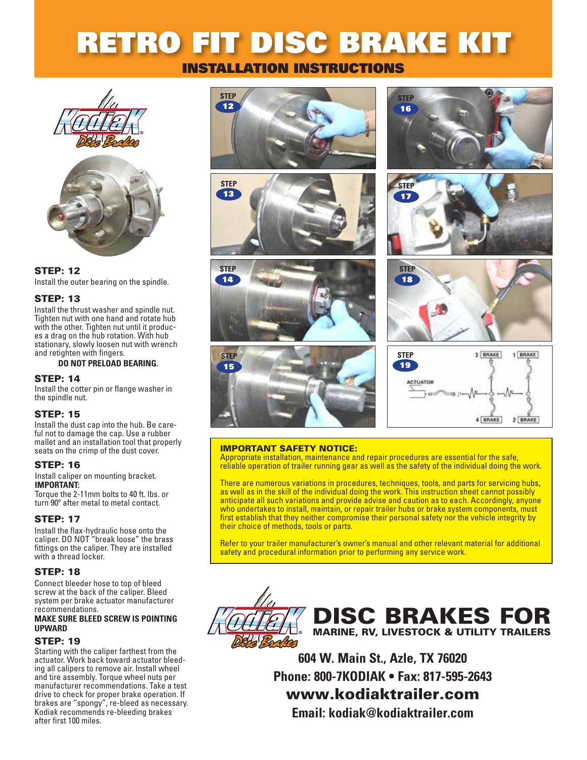# RETRO FIT DISC BRAKE KIT

## INSTALLATION INSTRUCTIONS

### STEP: 12

Install the outer bearing on the spindle.

### STEP: 13

Install the thrust washer and spindle nut. Tighten nut with one hand and rotate hub with the other. Tighten nut until it produces a drag on the hub rotation. With hub stationary, slowly loosen nut with wrench and retighten with fingers.

**DO NOT PRELOAD BEARING.**

### STEP: 14

Install the cotter pin or flange washer in the spindle nut.

### STEP: 15

Install the dust cap into the hub. Be careful not to damage the cap. Use a rubber mallet and an installation tool that properly seats on the crimp of the dust cover.

### STEP: 16

Install caliper on mounting bracket.

**IMPORTANT:**

Torque the 2-11mm bolts to 40 ft. lbs. or turn 90° after metal to metal contact.

### STEP: 17

Install the flax-hydraulic hose onto the caliper. DO NOT "break loose" the brass fittings on the caliper. They are installed with a thread locker.

### STEP: 18

Connect bleeder hose to top of bleed screw at the back of the caliper. Bleed system per brake actuator manufacturer recommendations.

**MAKE SURE BLEED SCREW IS POINTING UPWARD**

### STEP: 19

Starting with the caliper farthest from the actuator. Work back toward actuator bleeding all calipers to remove air. Install wheel and tire assembly. Torque wheel nuts per manufacturer recommendations. Take a test drive to check for proper brake operation. If brakes are "spongy", re-bleed as necessary. Kodiak recommends re-bleeding brakes after first 100 miles.

STEP 19

ACTUATOR

3 BRAKE

1 BRAKE

4 BRAKE

2 BRAKE

**IMPORTANT SAFETY NOTICE:**

Appropriate installation, maintenance and repair procedures are essential for the safe, reliable operation of trailer running gear as well as the safety of the individual doing the work.

There are numerous variations in procedures, techniques, tools, and parts for servicing hubs, as well as in the skill of the individual doing the work. This instruction sheet cannot possibly anticipate all such variations and provide advise and caution as to each. Accordingly, anyone who undertakes to install, maintain, or repair trailer hubs or brake system components, must first establish that they neither compromise their personal safety nor the vehicle integrity by their choice of methods, tools or parts.

Refer to your trailer manufacturer's owner's manual and other relevant material for additional safety and procedural information prior to performing any service work.

## DISC BRAKES FOR

**MARINE, RV, LIVESTOCK & UTILITY TRAILERS**

604 W. Main St., Azle, TX 76020

Phone: 800-7KODIAK • Fax: 817-595-2643

www.kodiaktrailer.com

Email: kodiak@kodiaktrailer.com